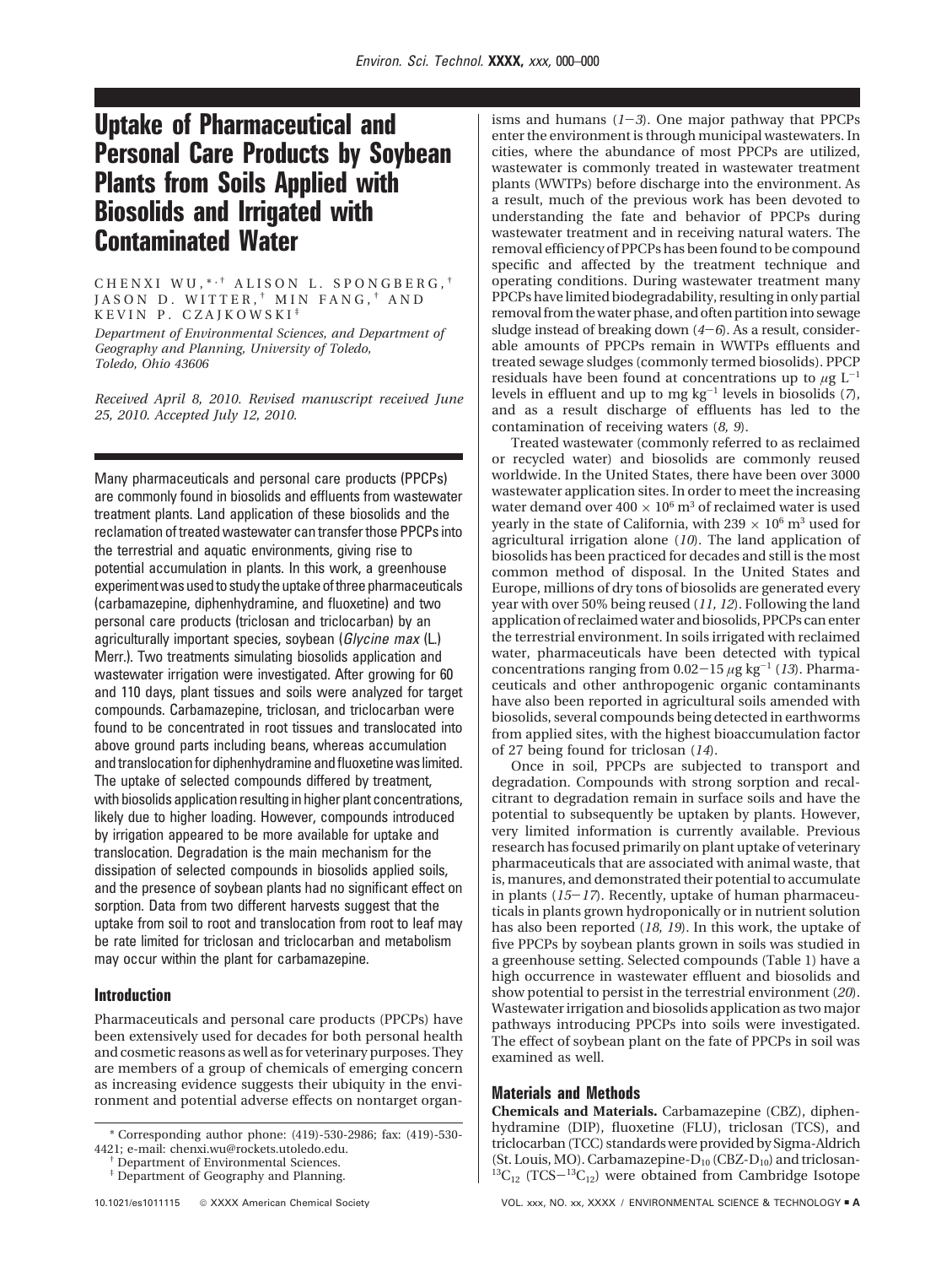# Uptake of Pharmaceutical and Personal Care Products by Soybean Plants from Soils Applied with Biosolids and Irrigated with Contaminated Water

CHENXI WU,*,† ALISON L. SPONGBERG,† JASON D. WITTER,† MIN FANG,† AND KEVIN P. CZAJKOWSKI‡

*Department of Environmental Sciences, and Department of Geography and Planning, University of Toledo, Toledo, Ohio 43606*

*Received April 8, 2010. Revised manuscript received June 25, 2010. Accepted July 12, 2010.*

Many pharmaceuticals and personal care products (PPCPs) are commonly found in biosolids and effluents from wastewater treatment plants. Land application of these biosolids and the reclamation of treated wastewater can transfer those PPCPs into the terrestrial and aquatic environments, giving rise to potential accumulation in plants. In this work, a greenhouse experiment was used to study the uptake of three pharmaceuticals (carbamazepine, diphenhydramine, and fluoxetine) and two personal care products (triclosan and triclocarban) by an agriculturally important species, soybean (*Glycine max* (L.) Merr.). Two treatments simulating biosolids application and wastewater irrigation were investigated. After growing for 60 and 110 days, plant tissues and soils were analyzed for target compounds. Carbamazepine, triclosan, and triclocarban were found to be concentrated in root tissues and translocated into above ground parts including beans, whereas accumulation and translocation for diphenhydramine and fluoxetine was limited. The uptake of selected compounds differed by treatment, with biosolids application resulting in higher plant concentrations, likely due to higher loading. However, compounds introduced by irrigation appeared to be more available for uptake and translocation. Degradation is the main mechanism for the dissipation of selected compounds in biosolids applied soils, and the presence of soybean plants had no significant effect on sorption. Data from two different harvests suggest that the uptake from soil to root and translocation from root to leaf may be rate limited for triclosan and triclocarban and metabolism may occur within the plant for carbamazepine.

## Introduction

Pharmaceuticals and personal care products (PPCPs) have been extensively used for decades for both personal health and cosmetic reasons as well as for veterinary purposes. They are members of a group of chemicals of emerging concern as increasing evidence suggests their ubiquity in the environment and potential adverse effects on nontarget organisms and humans (*1*−*3*). One major pathway that PPCPs enter the environment is through municipal wastewaters. In cities, where the abundance of most PPCPs are utilized, wastewater is commonly treated in wastewater treatment plants (WWTPs) before discharge into the environment. As a result, much of the previous work has been devoted to understanding the fate and behavior of PPCPs during wastewater treatment and in receiving natural waters. The removal efficiency of PPCPs has been found to be compound specific and affected by the treatment technique and operating conditions. During wastewater treatment many PPCPs have limited biodegradability, resulting in only partial removal from the water phase, and often partition into sewage sludge instead of breaking down (*4*−*6*). As a result, considerable amounts of PPCPs remain in WWTPs effluents and treated sewage sludges (commonly termed biosolids). PPCP residuals have been found at concentrations up to $\mu g\ L^{-1}$ levels in effluent and up to mg $kg^{-1}$ levels in biosolids (*7*), and as a result discharge of effluents has led to the contamination of receiving waters (*8*, *9*).

Treated wastewater (commonly referred to as reclaimed or recycled water) and biosolids are commonly reused worldwide. In the United States, there have been over 3000 wastewater application sites. In order to meet the increasing water demand over $400 \times 10^6\ m^3$ of reclaimed water is used yearly in the state of California, with $239 \times 10^6\ m^3$ used for agricultural irrigation alone (*10*). The land application of biosolids has been practiced for decades and still is the most common method of disposal. In the United States and Europe, millions of dry tons of biosolids are generated every year with over 50% being reused (*11*, *12*). Following the land application of reclaimed water and biosolids, PPCPs can enter the terrestrial environment. In soils irrigated with reclaimed water, pharmaceuticals have been detected with typical concentrations ranging from 0.02−15 $\mu g\ kg^{-1}$ (*13*). Pharmaceuticals and other anthropogenic organic contaminants have also been reported in agricultural soils amended with biosolids, several compounds being detected in earthworms from applied sites, with the highest bioaccumulation factor of 27 being found for triclosan (*14*).

Once in soil, PPCPs are subjected to transport and degradation. Compounds with strong sorption and recalcitrant to degradation remain in surface soils and have the potential to subsequently be uptaken by plants. However, very limited information is currently available. Previous research has focused primarily on plant uptake of veterinary pharmaceuticals that are associated with animal waste, that is, manures, and demonstrated their potential to accumulate in plants (*15*−*17*). Recently, uptake of human pharmaceuticals in plants grown hydroponically or in nutrient solution has also been reported (*18*, *19*). In this work, the uptake of five PPCPs by soybean plants grown in soils was studied in a greenhouse setting. Selected compounds (Table 1) have a high occurrence in wastewater effluent and biosolids and show potential to persist in the terrestrial environment (*20*). Wastewater irrigation and biosolids application as two major pathways introducing PPCPs into soils were investigated. The effect of soybean plant on the fate of PPCPs in soil was examined as well.

## Materials and Methods

**Chemicals and Materials.** Carbamazepine (CBZ), diphenhydramine (DIP), fluoxetine (FLU), triclosan (TCS), and triclocarban (TCC) standards were provided by Sigma-Aldrich (St. Louis, MO). Carbamazepine-$D_{10}$ (CBZ-$D_{10}$) and triclosan-$^{13}C_{12}$ (TCS−$^{13}C_{12}$) were obtained from Cambridge Isotope

\* Corresponding author phone: (419)-530-2986; fax: (419)-530-4421; e-mail: chenxi.wu@rockets.utoledo.edu.

† Department of Environmental Sciences.

‡ Department of Geography and Planning.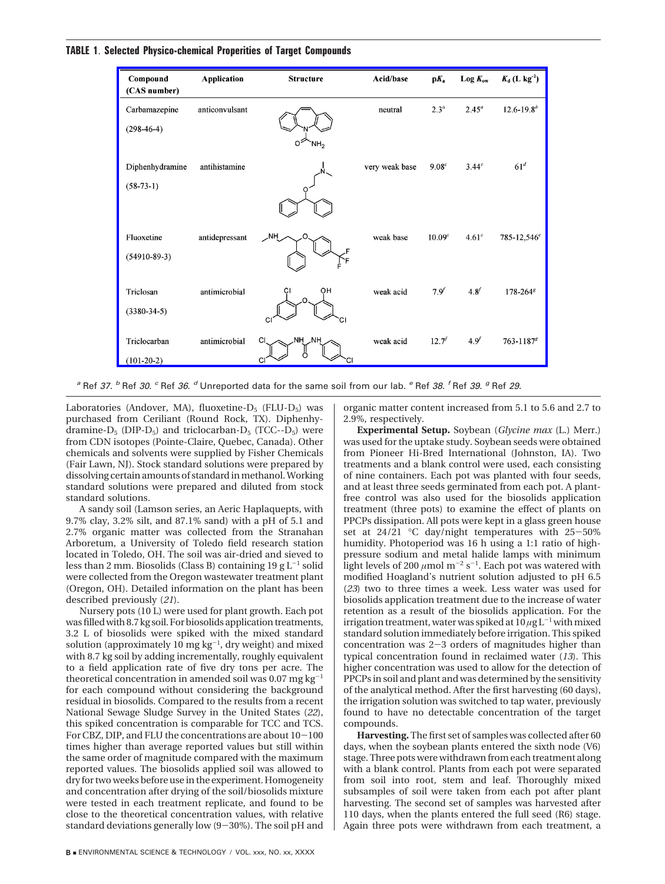**TABLE 1. Selected Physico-chemical Properities of Target Compounds**

| Compound (CAS number) | Application | Structure | Acid/base | $pK_a$ | Log $K_{ow}$ | $K_d$ (L kg$^{-1}$) |
|---|---|---|---|---|---|---|
| Carbamazepine (298-46-4) | anticonvulsant | | neutral | 2.3[a] | 2.45[a] | 12.6-19.8[b] |
| Diphenhydramine (58-73-1) | antihistamine | | very weak base | 9.08[c] | 3.44[c] | 61[d] |
| Fluoxetine (54910-89-3) | antidepressant | | weak base | 10.09[c] | 4.61[c] | 785-12,546[e] |
| Triclosan (3380-34-5) | antimicrobial | | weak acid | 7.9[f] | 4.8[f] | 178-264[g] |
| Triclocarban (101-20-2) | antimicrobial | | weak acid | 12.7[f] | 4.9[f] | 763-1187[g] |

[a] Ref *37*. [b] Ref *30*. [c] Ref *36*. [d] Unreported data for the same soil from our lab. [e] Ref *38*. [f] Ref *39*. [g] Ref *29*.

Laboratories (Andover, MA), fluoxetine-$D_5$ (FLU-$D_5$) was purchased from Ceriliant (Round Rock, TX). Diphenhydramine-$D_5$ (DIP-$D_5$) and triclocarban-$D_5$ (TCC--$D_5$) were from CDN isotopes (Pointe-Claire, Quebec, Canada). Other chemicals and solvents were supplied by Fisher Chemicals (Fair Lawn, NJ). Stock standard solutions were prepared by dissolving certain amounts of standard in methanol. Working standard solutions were prepared and diluted from stock standard solutions.

A sandy soil (Lamson series, an Aeric Haplaquepts, with 9.7% clay, 3.2% silt, and 87.1% sand) with a pH of 5.1 and 2.7% organic matter was collected from the Stranahan Arboretum, a University of Toledo field research station located in Toledo, OH. The soil was air-dried and sieved to less than 2 mm. Biosolids (Class B) containing 19 g L$^{-1}$ solid were collected from the Oregon wastewater treatment plant (Oregon, OH). Detailed information on the plant has been described previously (*21*).

Nursery pots (10 L) were used for plant growth. Each pot was filled with 8.7 kg soil. For biosolids application treatments, 3.2 L of biosolids were spiked with the mixed standard solution (approximately 10 mg kg$^{-1}$, dry weight) and mixed with 8.7 kg soil by adding incrementally, roughly equivalent to a field application rate of five dry tons per acre. The theoretical concentration in amended soil was 0.07 mg kg$^{-1}$ for each compound without considering the background residual in biosolids. Compared to the results from a recent National Sewage Sludge Survey in the United States (*22*), this spiked concentration is comparable for TCC and TCS. For CBZ, DIP, and FLU the concentrations are about 10−100 times higher than average reported values but still within the same order of magnitude compared with the maximum reported values. The biosolids applied soil was allowed to dry for two weeks before use in the experiment. Homogeneity and concentration after drying of the soil/biosolids mixture were tested in each treatment replicate, and found to be close to the theoretical concentration values, with relative standard deviations generally low (9−30%). The soil pH and organic matter content increased from 5.1 to 5.6 and 2.7 to 2.9%, respectively.

**Experimental Setup.** Soybean (*Glycine max* (L.) Merr.) was used for the uptake study. Soybean seeds were obtained from Pioneer Hi-Bred International (Johnston, IA). Two treatments and a blank control were used, each consisting of nine containers. Each pot was planted with four seeds, and at least three seeds germinated from each pot. A plant-free control was also used for the biosolids application treatment (three pots) to examine the effect of plants on PPCPs dissipation. All pots were kept in a glass green house set at 24/21 °C day/night temperatures with 25−50% humidity. Photoperiod was 16 h using a 1:1 ratio of high-pressure sodium and metal halide lamps with minimum light levels of 200 $\mu$mol m$^{-2}$ s$^{-1}$. Each pot was watered with modified Hoagland's nutrient solution adjusted to pH 6.5 (*23*) two to three times a week. Less water was used for biosolids application treatment due to the increase of water retention as a result of the biosolids application. For the irrigation treatment, water was spiked at 10 $\mu$g L$^{-1}$ with mixed standard solution immediately before irrigation. This spiked concentration was 2−3 orders of magnitudes higher than typical concentration found in reclaimed water (*13*). This higher concentration was used to allow for the detection of PPCPs in soil and plant and was determined by the sensitivity of the analytical method. After the first harvesting (60 days), the irrigation solution was switched to tap water, previously found to have no detectable concentration of the target compounds.

**Harvesting.** The first set of samples was collected after 60 days, when the soybean plants entered the sixth node (V6) stage. Three pots were withdrawn from each treatment along with a blank control. Plants from each pot were separated from soil into root, stem and leaf. Thoroughly mixed subsamples of soil were taken from each pot after plant harvesting. The second set of samples was harvested after 110 days, when the plants entered the full seed (R6) stage. Again three pots were withdrawn from each treatment, a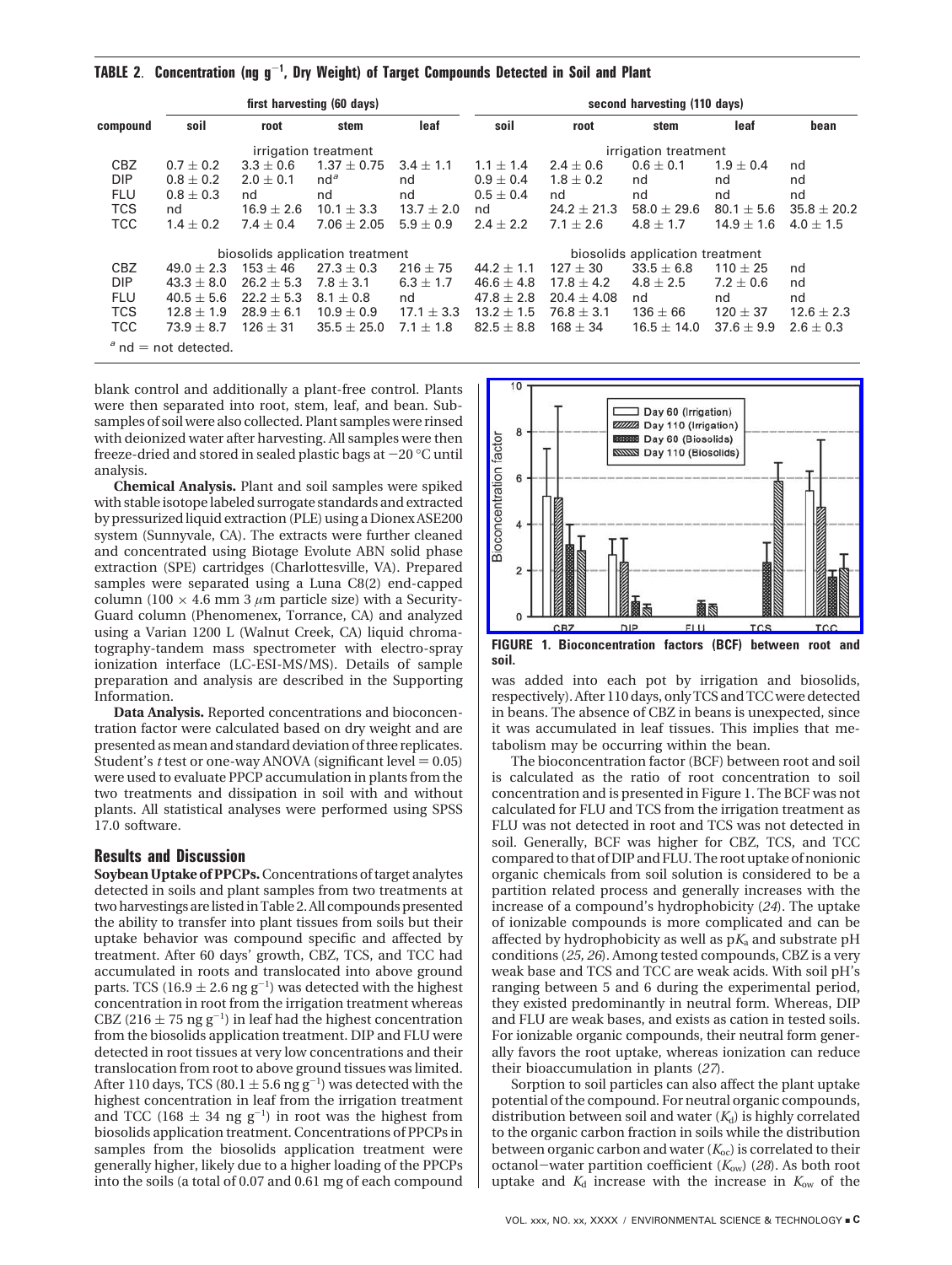**TABLE 2. Concentration (ng $g^{-1}$, Dry Weight) of Target Compounds Detected in Soil and Plant**

| compound | first harvesting (60 days) | | | | second harvesting (110 days) | | | | |
|---|---|---|---|---|---|---|---|---|---|
| | soil | root | stem | leaf | soil | root | stem | leaf | bean |
| | irrigation treatment | | | | irrigation treatment | | | | |
| CBZ | 0.7 ± 0.2 | 3.3 ± 0.6 | 1.37 ± 0.75 | 3.4 ± 1.1 | 1.1 ± 1.4 | 2.4 ± 0.6 | 0.6 ± 0.1 | 1.9 ± 0.4 | nd |
| DIP | 0.8 ± 0.2 | 2.0 ± 0.1 | nd[a] | nd | 0.9 ± 0.4 | 1.8 ± 0.2 | nd | nd | nd |
| FLU | 0.8 ± 0.3 | nd | nd | nd | 0.5 ± 0.4 | nd | nd | nd | nd |
| TCS | nd | 16.9 ± 2.6 | 10.1 ± 3.3 | 13.7 ± 2.0 | nd | 24.2 ± 21.3 | 58.0 ± 29.6 | 80.1 ± 5.6 | 35.8 ± 20.2 |
| TCC | 1.4 ± 0.2 | 7.4 ± 0.4 | 7.06 ± 2.05 | 5.9 ± 0.9 | 2.4 ± 2.2 | 7.1 ± 2.6 | 4.8 ± 1.7 | 14.9 ± 1.6 | 4.0 ± 1.5 |
| | biosolids application treatment | | | | biosolids application treatment | | | | |
| CBZ | 49.0 ± 2.3 | 153 ± 46 | 27.3 ± 0.3 | 216 ± 75 | 44.2 ± 1.1 | 127 ± 30 | 33.5 ± 6.8 | 110 ± 25 | nd |
| DIP | 43.3 ± 8.0 | 26.2 ± 5.3 | 7.8 ± 3.1 | 6.3 ± 1.7 | 46.6 ± 4.8 | 17.8 ± 4.2 | 4.8 ± 2.5 | 7.2 ± 0.6 | nd |
| FLU | 40.5 ± 5.6 | 22.2 ± 5.3 | 8.1 ± 0.8 | nd | 47.8 ± 2.8 | 20.4 ± 4.08 | nd | nd | nd |
| TCS | 12.8 ± 1.9 | 28.9 ± 6.1 | 10.9 ± 0.9 | 17.1 ± 3.3 | 13.2 ± 1.5 | 76.8 ± 3.1 | 136 ± 66 | 120 ± 37 | 12.6 ± 2.3 |
| TCC | 73.9 ± 8.7 | 126 ± 31 | 35.5 ± 25.0 | 7.1 ± 1.8 | 82.5 ± 8.8 | 168 ± 34 | 16.5 ± 14.0 | 37.6 ± 9.9 | 2.6 ± 0.3 |

[a] nd = not detected.

blank control and additionally a plant-free control. Plants were then separated into root, stem, leaf, and bean. Subsamples of soil were also collected. Plant samples were rinsed with deionized water after harvesting. All samples were then freeze-dried and stored in sealed plastic bags at −20 °C until analysis.

**Chemical Analysis.** Plant and soil samples were spiked with stable isotope labeled surrogate standards and extracted by pressurized liquid extraction (PLE) using a Dionex ASE200 system (Sunnyvale, CA). The extracts were further cleaned and concentrated using Biotage Evolute ABN solid phase extraction (SPE) cartridges (Charlottesville, VA). Prepared samples were separated using a Luna C8(2) end-capped column (100 × 4.6 mm 3 $\mu$m particle size) with a SecurityGuard column (Phenomenex, Torrance, CA) and analyzed using a Varian 1200 L (Walnut Creek, CA) liquid chromatography-tandem mass spectrometer with electro-spray ionization interface (LC-ESI-MS/MS). Details of sample preparation and analysis are described in the Supporting Information.

**Data Analysis.** Reported concentrations and bioconcentration factor were calculated based on dry weight and are presented as mean and standard deviation of three replicates. Student's *t* test or one-way ANOVA (significant level = 0.05) were used to evaluate PPCP accumulation in plants from the two treatments and dissipation in soil with and without plants. All statistical analyses were performed using SPSS 17.0 software.

## Results and Discussion

**Soybean Uptake of PPCPs.** Concentrations of target analytes detected in soils and plant samples from two treatments at two harvestings are listed in Table 2. All compounds presented the ability to transfer into plant tissues from soils but their uptake behavior was compound specific and affected by treatment. After 60 days' growth, CBZ, TCS, and TCC had accumulated in roots and translocated into above ground parts. TCS (16.9 ± 2.6 ng $g^{-1}$) was detected with the highest concentration in root from the irrigation treatment whereas CBZ (216 ± 75 ng $g^{-1}$) in leaf had the highest concentration from the biosolids application treatment. DIP and FLU were detected in root tissues at very low concentrations and their translocation from root to above ground tissues was limited. After 110 days, TCS (80.1 ± 5.6 ng $g^{-1}$) was detected with the highest concentration in leaf from the irrigation treatment and TCC (168 ± 34 ng $g^{-1}$) in root was the highest from biosolids application treatment. Concentrations of PPCPs in samples from the biosolids application treatment were generally higher, likely due to a higher loading of the PPCPs into the soils (a total of 0.07 and 0.61 mg of each compound was added into each pot by irrigation and biosolids, respectively). After 110 days, only TCS and TCC were detected in beans. The absence of CBZ in beans is unexpected, since it was accumulated in leaf tissues. This implies that metabolism may be occurring within the bean.

**FIGURE 1. Bioconcentration factors (BCF) between root and soil.**

The bioconcentration factor (BCF) between root and soil is calculated as the ratio of root concentration to soil concentration and is presented in Figure 1. The BCF was not calculated for FLU and TCS from the irrigation treatment as FLU was not detected in root and TCS was not detected in soil. Generally, BCF was higher for CBZ, TCS, and TCC compared to that of DIP and FLU. The root uptake of nonionic organic chemicals from soil solution is considered to be a partition related process and generally increases with the increase of a compound's hydrophobicity (*24*). The uptake of ionizable compounds is more complicated and can be affected by hydrophobicity as well as $pK_a$ and substrate pH conditions (*25, 26*). Among tested compounds, CBZ is a very weak base and TCS and TCC are weak acids. With soil pH's ranging between 5 and 6 during the experimental period, they existed predominantly in neutral form. Whereas, DIP and FLU are weak bases, and exists as cation in tested soils. For ionizable organic compounds, their neutral form generally favors the root uptake, whereas ionization can reduce their bioaccumulation in plants (*27*).

Sorption to soil particles can also affect the plant uptake potential of the compound. For neutral organic compounds, distribution between soil and water ($K_d$) is highly correlated to the organic carbon fraction in soils while the distribution between organic carbon and water ($K_{oc}$) is correlated to their octanol−water partition coefficient ($K_{ow}$) (*28*). As both root uptake and $K_d$ increase with the increase in $K_{ow}$ of the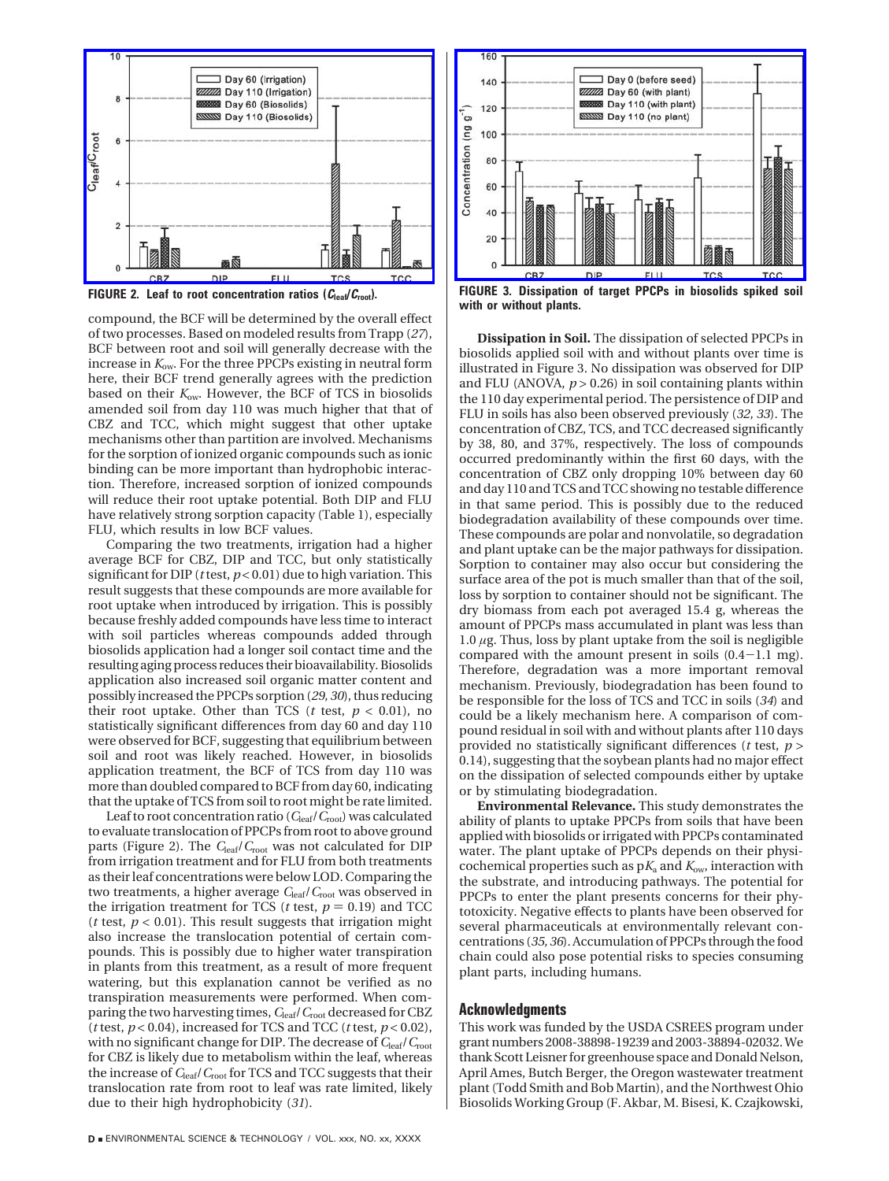FIGURE 2. Leaf to root concentration ratios ($C_{leaf}/C_{root}$).

FIGURE 3. Dissipation of target PPCPs in biosolids spiked soil with or without plants.

compound, the BCF will be determined by the overall effect of two processes. Based on modeled results from Trapp (*27*), BCF between root and soil will generally decrease with the increase in $K_{ow}$. For the three PPCPs existing in neutral form here, their BCF trend generally agrees with the prediction based on their $K_{ow}$. However, the BCF of TCS in biosolids amended soil from day 110 was much higher that that of CBZ and TCC, which might suggest that other uptake mechanisms other than partition are involved. Mechanisms for the sorption of ionized organic compounds such as ionic binding can be more important than hydrophobic interaction. Therefore, increased sorption of ionized compounds will reduce their root uptake potential. Both DIP and FLU have relatively strong sorption capacity (Table 1), especially FLU, which results in low BCF values.

Comparing the two treatments, irrigation had a higher average BCF for CBZ, DIP and TCC, but only statistically significant for DIP (*t* test, $p < 0.01$) due to high variation. This result suggests that these compounds are more available for root uptake when introduced by irrigation. This is possibly because freshly added compounds have less time to interact with soil particles whereas compounds added through biosolids application had a longer soil contact time and the resulting aging process reduces their bioavailability. Biosolids application also increased soil organic matter content and possibly increased the PPCPs sorption (*29, 30*), thus reducing their root uptake. Other than TCS (*t* test, $p < 0.01$), no statistically significant differences from day 60 and day 110 were observed for BCF, suggesting that equilibrium between soil and root was likely reached. However, in biosolids application treatment, the BCF of TCS from day 110 was more than doubled compared to BCF from day 60, indicating that the uptake of TCS from soil to root might be rate limited.

Leaf to root concentration ratio ($C_{leaf}/C_{root}$) was calculated to evaluate translocation of PPCPs from root to above ground parts (Figure 2). The $C_{leaf}/C_{root}$ was not calculated for DIP from irrigation treatment and for FLU from both treatments as their leaf concentrations were below LOD. Comparing the two treatments, a higher average $C_{leaf}/C_{root}$ was observed in the irrigation treatment for TCS (*t* test, $p = 0.19$) and TCC (*t* test, $p < 0.01$). This result suggests that irrigation might also increase the translocation potential of certain compounds. This is possibly due to higher water transpiration in plants from this treatment, as a result of more frequent watering, but this explanation cannot be verified as no transpiration measurements were performed. When comparing the two harvesting times, $C_{leaf}/C_{root}$ decreased for CBZ (*t* test, $p < 0.04$), increased for TCS and TCC (*t* test, $p < 0.02$), with no significant change for DIP. The decrease of $C_{leaf}/C_{root}$ for CBZ is likely due to metabolism within the leaf, whereas the increase of $C_{leaf}/C_{root}$ for TCS and TCC suggest that their translocation rate from root to leaf was rate limited, likely due to their high hydrophobicity (*31*).

**Dissipation in Soil.** The dissipation of selected PPCPs in biosolids applied soil with and without plants over time is illustrated in Figure 3. No dissipation was observed for DIP and FLU (ANOVA, $p > 0.26$) in soil containing plants within the 110 day experimental period. The persistence of DIP and FLU in soils has also been observed previously (*32, 33*). The concentration of CBZ, TCS, and TCC decreased significantly by 38, 80, and 37%, respectively. The loss of compounds occurred predominantly within the first 60 days, with the concentration of CBZ only dropping 10% between day 60 and day 110 and TCS and TCC showing no testable difference in that same period. This is possibly due to the reduced biodegradation availability of these compounds over time. These compounds are polar and nonvolatile, so degradation and plant uptake can be the major pathways for dissipation. Sorption to container may also occur but considering the surface area of the pot is much smaller than that of the soil, loss by sorption to container should not be significant. The dry biomass from each pot averaged 15.4 g, whereas the amount of PPCPs mass accumulated in plant was less than 1.0 μg. Thus, loss by plant uptake from the soil is negligible compared with the amount present in soils (0.4−1.1 mg). Therefore, degradation was a more important removal mechanism. Previously, biodegradation has been found to be responsible for the loss of TCS and TCC in soils (*34*) and could be a likely mechanism here. A comparison of compound residual in soil with and without plants after 110 days provided no statistically significant differences (*t* test, $p > 0.14$), suggesting that the soybean plants had no major effect on the dissipation of selected compounds either by uptake or by stimulating biodegradation.

**Environmental Relevance.** This study demonstrates the ability of plants to uptake PPCPs from soils that have been applied with biosolids or irrigated with PPCPs contaminated water. The plant uptake of PPCPs depends on their physicochemical properties such as $pK_a$ and $K_{ow}$, interaction with the substrate, and introducing pathways. The potential for PPCPs to enter the plant presents concerns for their phytotoxicity. Negative effects to plants have been observed for several pharmaceuticals at environmentally relevant concentrations (*35, 36*). Accumulation of PPCPs through the food chain could also pose potential risks to species consuming plant parts, including humans.

## Acknowledgments

This work was funded by the USDA CSREES program under grant numbers 2008-38898-19239 and 2003-38894-02032. We thank Scott Leisner for greenhouse space and Donald Nelson, April Ames, Butch Berger, the Oregon wastewater treatment plant (Todd Smith and Bob Martin), and the Northwest Ohio Biosolids Working Group (F. Akbar, M. Bisesi, K. Czajkowski,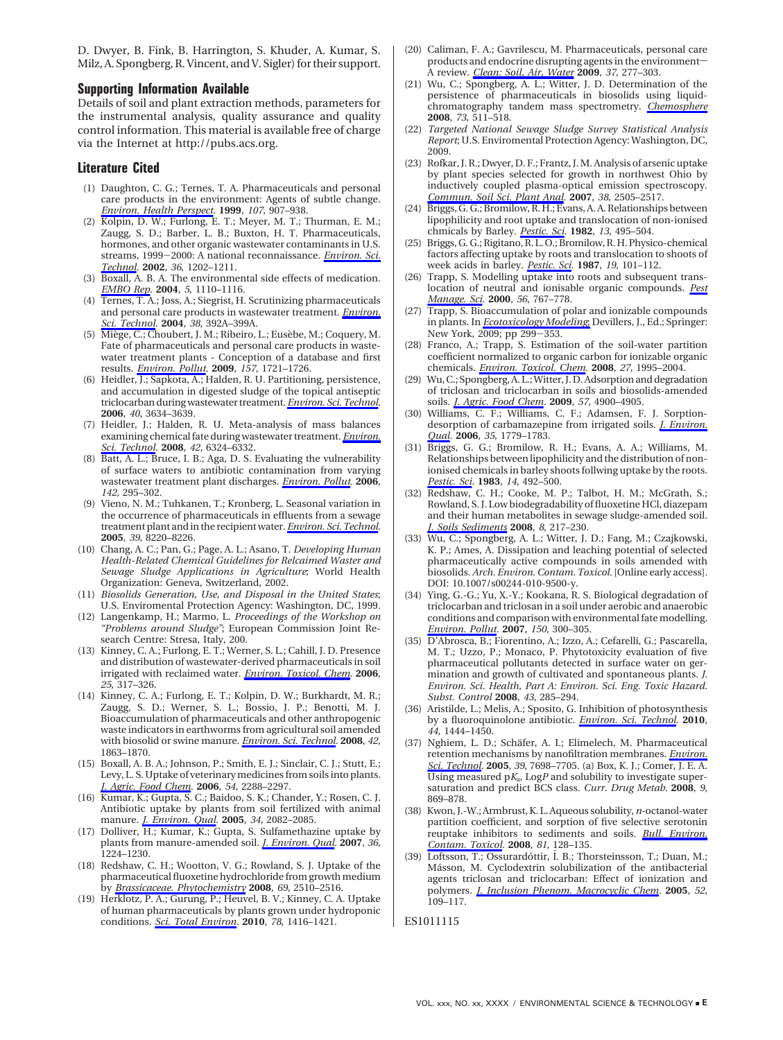D. Dwyer, B. Fink, B. Harrington, S. Khuder, A. Kumar, S. Milz, A. Spongberg, R. Vincent, and V. Sigler) for their support.

## Supporting Information Available

Details of soil and plant extraction methods, parameters for the instrumental analysis, quality assurance and quality control information. This material is available free of charge via the Internet at http://pubs.acs.org.

## Literature Cited

(1) Daughton, C. G.; Ternes, T. A. Pharmaceuticals and personal care products in the environment: Agents of subtle change. *Environ. Health Perspect.* **1999**, *107*, 907–938.

(2) Kolpin, D. W.; Furlong, E. T.; Meyer, M. T.; Thurman, E. M.; Zaugg, S. D.; Barber, L. B.; Buxton, H. T. Pharmaceuticals, hormones, and other organic wastewater contaminants in U.S. streams, 1999–2000: A national reconnaissance. *Environ. Sci. Technol.* **2002**, *36*, 1202–1211.

(3) Boxall, A. B. A. The environmental side effects of medication. *EMBO Rep.* **2004**, *5*, 1110–1116.

(4) Ternes, T. A.; Joss, A.; Siegrist, H. Scrutinizing pharmaceuticals and personal care products in wastewater treatment. *Environ. Sci. Technol.* **2004**, *38*, 392A–399A.

(5) Miège, C.; Choubert, J. M.; Ribeiro, L.; Eusèbe, M.; Coquery, M. Fate of pharmaceuticals and personal care products in wastewater treatment plants - Conception of a database and first results. *Environ. Pollut.* **2009**, *157*, 1721–1726.

(6) Heidler, J.; Sapkota, A.; Halden, R. U. Partitioning, persistence, and accumulation in digested sludge of the topical antiseptic triclocarban during wastewater treatment. *Environ. Sci. Technol.* **2006**, *40*, 3634–3639.

(7) Heidler, J.; Halden, R. U. Meta-analysis of mass balances examining chemical fate during wastewater treatment. *Environ. Sci. Technol.* **2008**, *42*, 6324–6332.

(8) Batt, A. L.; Bruce, I. B.; Aga, D. S. Evaluating the vulnerability of surface waters to antibiotic contamination from varying wastewater treatment plant discharges. *Environ. Pollut.* **2006**, *142*, 295–302.

(9) Vieno, N. M.; Tuhkanen, T.; Kronberg, L. Seasonal variation in the occurrence of pharmaceuticals in effluents from a sewage treatment plant and in the recipient water. *Environ. Sci. Technol.* **2005**, *39*, 8220–8226.

(10) Chang, A. C.; Pan, G.; Page, A. L.; Asano, T. *Developing Human Health-Related Chemical Guidelines for Relcaimed Waster and Sewage Sludge Applications in Agriculture*; World Health Organization: Geneva, Switzerland, 2002.

(11) *Biosolids Generation, Use, and Disposal in the United States*; U.S. Enviromental Protection Agency: Washington, DC, 1999.

(12) Langenkamp, H.; Marmo, L. *Proceedings of the Workshop on "Problems around Sludge"*; European Commission Joint Research Centre: Stresa, Italy, 200.

(13) Kinney, C. A.; Furlong, E. T.; Werner, S. L.; Cahill, J. D. Presence and distribution of wastewater-derived pharmaceuticals in soil irrigated with reclaimed water. *Environ. Toxicol. Chem.* **2006**, *25*, 317–326.

(14) Kinney, C. A.; Furlong, E. T.; Kolpin, D. W.; Burkhardt, M. R.; Zaugg, S. D.; Werner, S. L.; Bossio, J. P.; Benotti, M. J. Bioaccumulation of pharmaceuticals and other anthropogenic waste indicators in earthworms from agricultural soil amended with biosolid or swine manure. *Environ. Sci. Technol.* **2008**, *42*, 1863–1870.

(15) Boxall, A. B. A.; Johnson, P.; Smith, E. J.; Sinclair, C. J.; Stutt, E.; Levy, L. S. Uptake of veterinary medicines from soils into plants. *J. Agric. Food Chem.* **2006**, *54*, 2288–2297.

(16) Kumar, K.; Gupta, S. C.; Baidoo, S. K.; Chander, Y.; Rosen, C. J. Antibiotic uptake by plants from soil fertilized with animal manure. *J. Environ. Qual.* **2005**, *34*, 2082–2085.

(17) Dolliver, H.; Kumar, K.; Gupta, S. Sulfamethazine uptake by plants from manure-amended soil. *J. Environ. Qual.* **2007**, *36*, 1224–1230.

(18) Redshaw, C. H.; Wootton, V. G.; Rowland, S. J. Uptake of the pharmaceutical fluoxetine hydrochloride from growth medium by *Brassicaceae. Phytochemistry* **2008**, *69*, 2510–2516.

(19) Herklotz, P. A.; Gurung, P.; Heuvel, B. V.; Kinney, C. A. Uptake of human pharmaceuticals by plants grown under hydroponic conditions. *Sci. Total Environ.* **2010**, *78*, 1416–1421.

(20) Caliman, F. A.; Gavrilescu, M. Pharmaceuticals, personal care products and endocrine disrupting agents in the environment—A review. *Clean: Soil, Air, Water* **2009**, *37*, 277–303.

(21) Wu, C.; Spongberg, A. L.; Witter, J. D. Determination of the persistence of pharmaceuticals in biosolids using liquid-chromatography tandem mass spectrometry. *Chemosphere* **2008**, *73*, 511–518.

(22) *Targeted National Sewage Sludge Survey Statistical Analysis Report*; U.S. Enviromental Protection Agency: Washington, DC, 2009.

(23) Rofkar, J. R.; Dwyer, D. F.; Frantz, J. M. Analysis of arsenic uptake by plant species selected for growth in northwest Ohio by inductively coupled plasma-optical emission spectroscopy. *Commun. Soil Sci. Plant Anal.* **2007**, *38*, 2505–2517.

(24) Briggs, G. G.; Bromilow, R. H.; Evans, A. A. Relationships between lipophilicity and root uptake and translocation of non-ionised chmicals by Barley. *Pestic. Sci.* **1982**, *13*, 495–504.

(25) Briggs, G. G.; Rigitano, R. L. O.; Bromilow, R. H. Physico-chemical factors affecting uptake by roots and translocation to shoots of week acids in barley. *Pestic. Sci.* **1987**, *19*, 101–112.

(26) Trapp, S. Modelling uptake into roots and subsequent translocation of neutral and ionisable organic compounds. *Pest Manage. Sci.* **2000**, *56*, 767–778.

(27) Trapp, S. Bioaccumulation of polar and ionizable compounds in plants. In *Ecotoxicology Modeling*; Devillers, J., Ed.; Springer: New York, 2009; pp 299–353.

(28) Franco, A.; Trapp, S. Estimation of the soil-water partition coefficient normalized to organic carbon for ionizable organic chemicals. *Environ. Toxicol. Chem.* **2008**, *27*, 1995–2004.

(29) Wu, C.; Spongberg, A. L.; Witter, J. D. Adsorption and degradation of triclosan and triclocarban in soils and biosolids-amended soils. *J. Agric. Food Chem.* **2009**, *57*, 4900–4905.

(30) Williams, C. F.; Williams, C. F.; Adamsen, F. J. Sorption-desorption of carbamazepine from irrigated soils. *J. Environ. Qual.* **2006**, *35*, 1779–1783.

(31) Briggs, G. G.; Bromilow, R. H.; Evans, A. A.; Williams, M. Relationships between lipophilicity and the distribution of non-ionised chemicals in barley shoots follwing uptake by the roots. *Pestic. Sci.* **1983**, *14*, 492–500.

(32) Redshaw, C. H.; Cooke, M. P.; Talbot, H. M.; McGrath, S.; Rowland, S. J. Low biodegradability of fluoxetine HCl, diazepam and their human metabolites in sewage sludge-amended soil. *J. Soils Sediments* **2008**, *8*, 217–230.

(33) Wu, C.; Spongberg, A. L.; Witter, J. D.; Fang, M.; Czajkowski, K. P.; Ames, A. Dissipation and leaching potential of selected pharmaceutically active compounds in soils amended with biosolids. *Arch. Environ. Contam. Toxicol.* [Online early access]. DOI: 10.1007/s00244-010-9500-y.

(34) Ying, G.-G.; Yu, X.-Y.; Kookana, R. S. Biological degradation of triclocarban and triclosan in a soil under aerobic and anaerobic conditions and comparison with environmental fate modelling. *Environ. Pollut.* **2007**, *150*, 300–305.

(35) D'Abrosca, B.; Fiorentino, A.; Izzo, A.; Cefarelli, G.; Pascarella, M. T.; Uzzo, P.; Monaco, P. Phytotoxicity evaluation of five pharmaceutical pollutants detected in surface water on germination and growth of cultivated and spontaneous plants. *J. Environ. Sci. Health, Part A: Environ. Sci. Eng. Toxic Hazard. Subst. Control* **2008**, *43*, 285–294.

(36) Aristilde, L.; Melis, A.; Sposito, G. Inhibition of photosynthesis by a fluoroquinolone antibiotic. *Environ. Sci. Technol.* **2010**, *44*, 1444–1450.

(37) Nghiem, L. D.; Schäfer, A. I.; Elimelech, M. Pharmaceutical retention mechanisms by nanofiltration membranes. *Environ. Sci. Technol.* **2005**, *39*, 7698–7705. (a) Box, K. J.; Comer, J. E. A. Using measured p$K_a$, Log*P* and solubility to investigate supersaturation and predict BCS class. *Curr. Drug Metab.* **2008**, *9*, 869–878.

(38) Kwon, J.-W.; Armbrust, K. L. Aqueous solubility, *n*-octanol-water partition coefficient, and sorption of five selective serotonin reuptake inhibitors to sediments and soils. *Bull. Environ. Contam. Toxicol.* **2008**, *81*, 128–135.

(39) Loftsson, T.; Ossurardóttir, Í. B.; Thorsteinsson, T.; Duan, M.; Másson, M. Cyclodextrin solubilization of the antibacterial agents triclosan and triclocarban: Effect of ionization and polymers. *J. Inclusion Phenom. Macrocyclic Chem.* **2005**, *52*, 109–117.

ES1011115